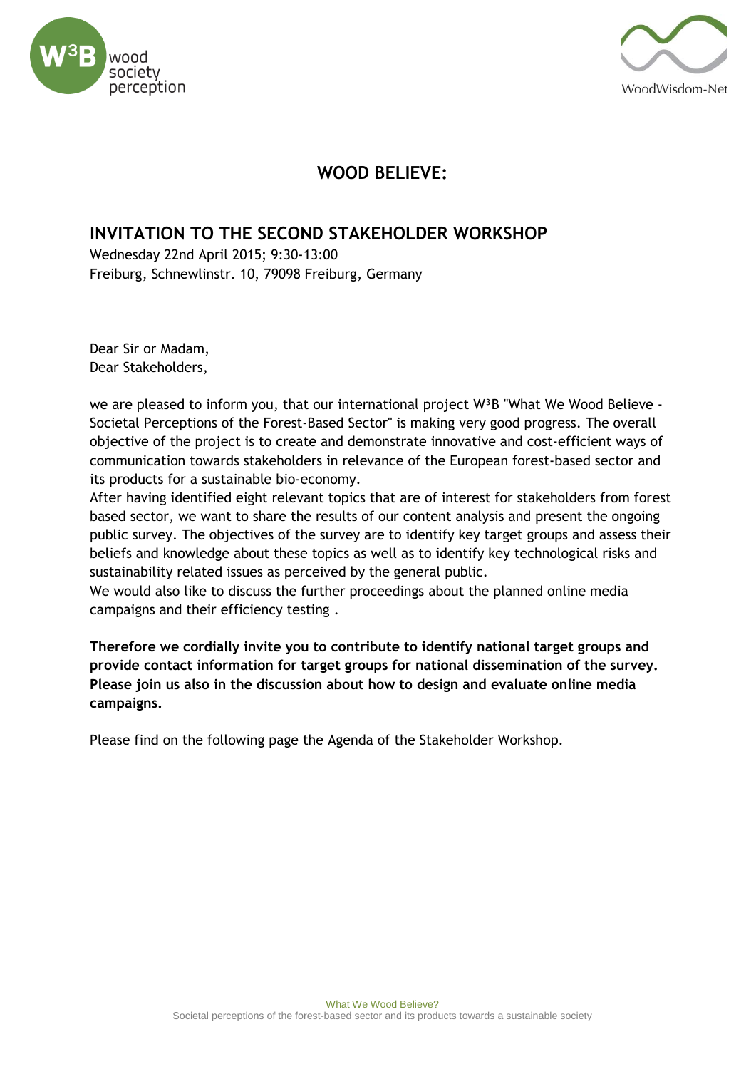# WOOD BELIEVE:

## INVITATION TO THE SECOND STAKEHOLDER WORKSHOP

Wednesday 22nd April 2015; 9:30-13:00
Freiburg, Schnewlinstr. 10, 79098 Freiburg, Germany

Dear Sir or Madam,
Dear Stakeholders,

we are pleased to inform you, that our international project W³B "What We Wood Believe - Societal Perceptions of the Forest-Based Sector" is making very good progress. The overall objective of the project is to create and demonstrate innovative and cost-efficient ways of communication towards stakeholders in relevance of the European forest-based sector and its products for a sustainable bio-economy.
After having identified eight relevant topics that are of interest for stakeholders from forest based sector, we want to share the results of our content analysis and present the ongoing public survey. The objectives of the survey are to identify key target groups and assess their beliefs and knowledge about these topics as well as to identify key technological risks and sustainability related issues as perceived by the general public.
We would also like to discuss the further proceedings about the planned online media campaigns and their efficiency testing .

**Therefore we cordially invite you to contribute to identify national target groups and provide contact information for target groups for national dissemination of the survey. Please join us also in the discussion about how to design and evaluate online media campaigns.**

Please find on the following page the Agenda of the Stakeholder Workshop.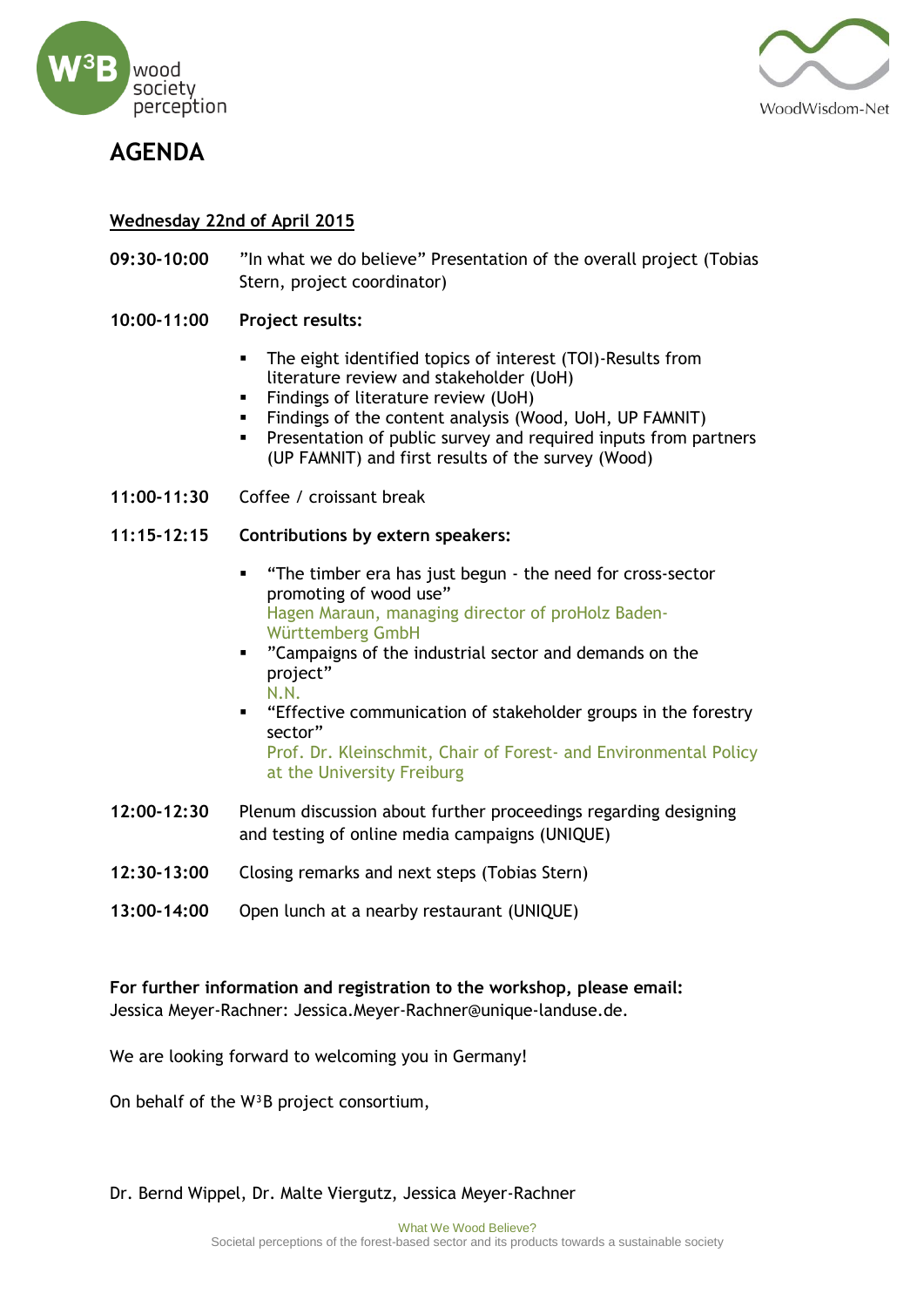# AGENDA

**Wednesday 22nd of April 2015**

**09:30-10:00** ”In what we do believe” Presentation of the overall project (Tobias Stern, project coordinator)

**10:00-11:00** **Project results:**

- The eight identified topics of interest (TOI)-Results from literature review and stakeholder (UoH)
- Findings of literature review (UoH)
- Findings of the content analysis (Wood, UoH, UP FAMNIT)
- Presentation of public survey and required inputs from partners (UP FAMNIT) and first results of the survey (Wood)

**11:00-11:30** Coffee / croissant break

**11:15-12:15** **Contributions by extern speakers:**

- “The timber era has just begun - the need for cross-sector promoting of wood use”
  Hagen Maraun, managing director of proHolz Baden-Württemberg GmbH
- ”Campaigns of the industrial sector and demands on the project”
  N.N.
- “Effective communication of stakeholder groups in the forestry sector”
  Prof. Dr. Kleinschmit, Chair of Forest- and Environmental Policy at the University Freiburg

**12:00-12:30** Plenum discussion about further proceedings regarding designing and testing of online media campaigns (UNIQUE)

**12:30-13:00** Closing remarks and next steps (Tobias Stern)

**13:00-14:00** Open lunch at a nearby restaurant (UNIQUE)

**For further information and registration to the workshop, please email:**
Jessica Meyer-Rachner: Jessica.Meyer-Rachner@unique-landuse.de.

We are looking forward to welcoming you in Germany!

On behalf of the W³B project consortium,

Dr. Bernd Wippel, Dr. Malte Viergutz, Jessica Meyer-Rachner